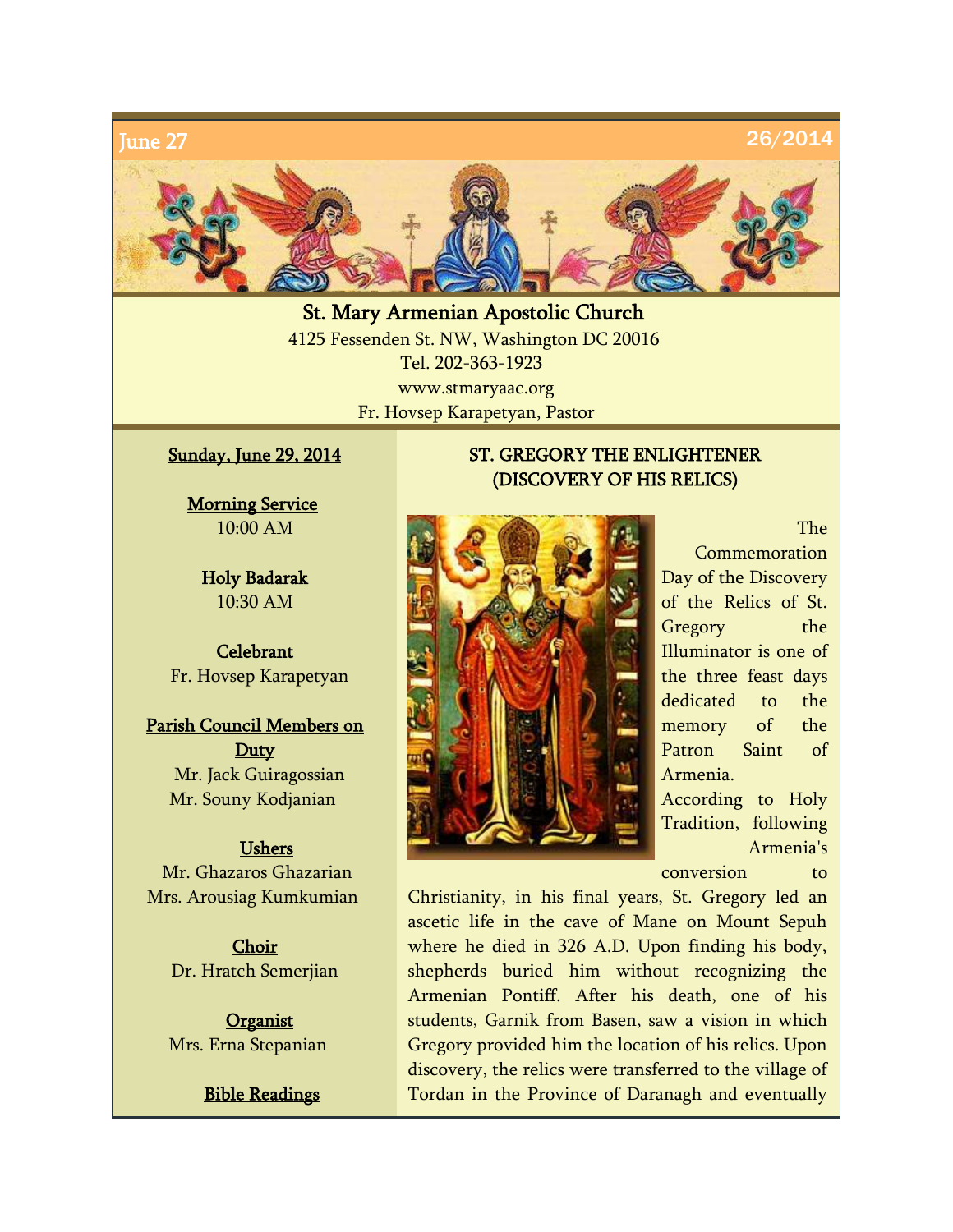June 27 26/2014

# St. Mary Armenian Apostolic Church

4125 Fessenden St. NW, Washington DC 20016
Tel. 202-363-1923
www.stmaryaac.org
Fr. Hovsep Karapetyan, Pastor

**Sunday, June 29, 2014**

**Morning Service**
10:00 AM

**Holy Badarak**
10:30 AM

**Celebrant**
Fr. Hovsep Karapetyan

**Parish Council Members on Duty**
Mr. Jack Guiragossian
Mr. Souny Kodjanian

**Ushers**
Mr. Ghazaros Ghazarian
Mrs. Arousiag Kumkumian

**Choir**
Dr. Hratch Semerjian

**Organist**
Mrs. Erna Stepanian

**Bible Readings**

## ST. GREGORY THE ENLIGHTENER (DISCOVERY OF HIS RELICS)

The Commemoration Day of the Discovery of the Relics of St. Gregory the Illuminator is one of the three feast days dedicated to the memory of the Patron Saint of Armenia.

According to Holy Tradition, following Armenia's conversion to Christianity, in his final years, St. Gregory led an ascetic life in the cave of Mane on Mount Sepuh where he died in 326 A.D. Upon finding his body, shepherds buried him without recognizing the Armenian Pontiff. After his death, one of his students, Garnik from Basen, saw a vision in which Gregory provided him the location of his relics. Upon discovery, the relics were transferred to the village of Tordan in the Province of Daranagh and eventually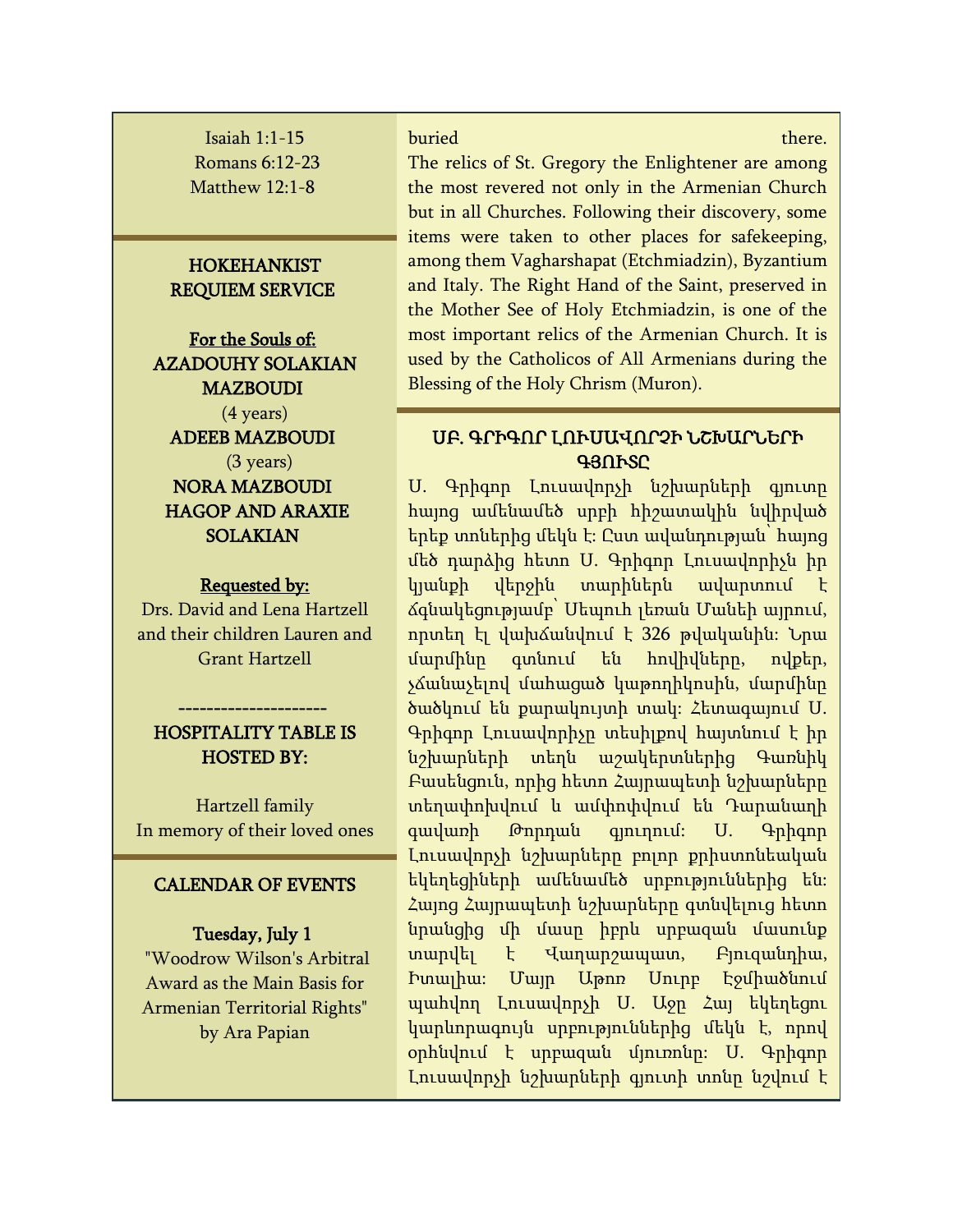Isaiah 1:1-15
Romans 6:12-23
Matthew 12:1-8

## HOKEHANKIST REQUIEM SERVICE

**For the Souls of:**
**AZADOUHY SOLAKIAN MAZBOUDI**
(4 years)
**ADEEB MAZBOUDI**
(3 years)
**NORA MAZBOUDI**
**HAGOP AND ARAXIE SOLAKIAN**

**Requested by:**
Drs. David and Lena Hartzell and their children Lauren and Grant Hartzell

---------------------

## HOSPITALITY TABLE IS HOSTED BY:

Hartzell family
In memory of their loved ones

## CALENDAR OF EVENTS

**Tuesday, July 1**
"Woodrow Wilson's Arbitral Award as the Main Basis for Armenian Territorial Rights" by Ara Papian

buried there.
The relics of St. Gregory the Enlightener are among the most revered not only in the Armenian Church but in all Churches. Following their discovery, some items were taken to other places for safekeeping, among them Vagharshapat (Etchmiadzin), Byzantium and Italy. The Right Hand of the Saint, preserved in the Mother See of Holy Etchmiadzin, is one of the most important relics of the Armenian Church. It is used by the Catholicos of All Armenians during the Blessing of the Holy Chrism (Muron).

## ՍԲ. ԳՐԻԳՈՐ ԼՈՒՍԱՎՈՐՉԻ ՆՇԽԱՐՆԵՐԻ ԳՅՈՒՏԸ

Ս. Գրիգոր Լուսավորչի նշխարների գյուտը հայոց ամենամեծ սրբի հիշատակին նվիրված երեք տոներից մեկն է: Ըստ ավանդության՝ հայոց մեծ դարձից հետո Ս. Գրիգոր Լուսավորիչն իր կյանքի վերջին տարիներն ավարտում է ճգնակեցությամբ՝ Սեպուհ լեռան Մանեի այրում, որտեղ էլ վախճանվում է 326 թվականին: Նրա մարմինը գտնում են հովիվները, ովքեր, չճանաչելով մահացած կաթողիկոսին, մարմինը ծածկում են քարակույտի տակ: Հետագայում Ս. Գրիգոր Լուսավորիչը տեսիլքով հայտնում է իր նշխարների տեղն աշակերտներից Գառնիկ Բասենցուն, որից հետո Հայրապետի նշխարները տեղափոխվում և ամփոփվում են Դարանաղի գավառի Թորդան գյուղում: Ս. Գրիգոր Լուսավորչի նշխարները բոլոր քրիստոնեական եկեղեցիների ամենամեծ սրբություններից են: Հայոց Հայրապետի նշխարները գտնվելուց հետո նրանցից մի մասը իբրև սրբազան մասունք տարվել է Վաղարշապատ, Բյուզանդիա, Իտալիա: Մայր Աթոռ Սուրբ Էջմիածնում պահվող Լուսավորչի Ս. Աջը Հայ եկեղեցու կարևորագույն սրբություններից մեկն է, որով օրհնվում է սրբազան մյուռոնը: Ս. Գրիգոր Լուսավորչի նշխարների գյուտի տոնը նշվում է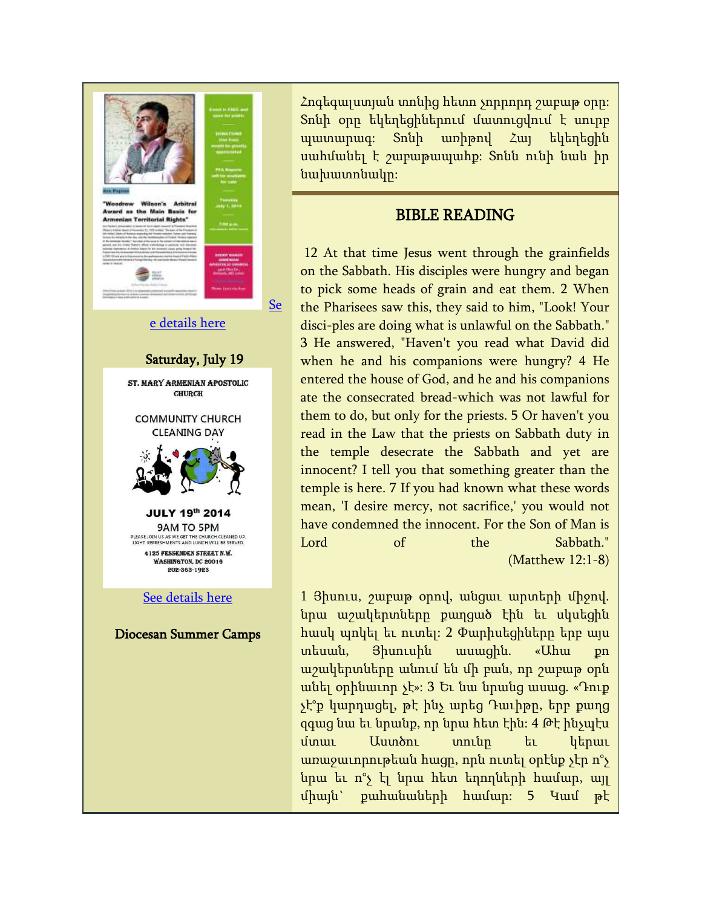See details here

Saturday, July 19

ST. MARY ARMENIAN APOSTOLIC CHURCH

COMMUNITY CHURCH CLEANING DAY

JULY 19th 2014

9AM TO 5PM

PLEASE JOIN US AS WE GET THE CHURCH CLEANED UP. LIGHT REFRESHMENTS AND LUNCH WILL BE SERVED.

4125 FESSENDEN STREET N.W.
WASHINGTON, DC 20016
202-363-1923

See details here

Diocesan Summer Camps

Հոգեգալստյան տոնից հետո չորրորդ շաբաթ օրը: Տոնի օրը եկեղեցիներում մատուցվում է սուրբ պատարագ: Տոնի առիթով Հայ եկեղեցին սահմանել է շաբաթապահք: Տոնն ունի նաև իր նախատոնակը:

## BIBLE READING

12 At that time Jesus went through the grainfields on the Sabbath. His disciples were hungry and began to pick some heads of grain and eat them. 2 When the Pharisees saw this, they said to him, "Look! Your disci-ples are doing what is unlawful on the Sabbath." 3 He answered, "Haven't you read what David did when he and his companions were hungry? 4 He entered the house of God, and he and his companions ate the consecrated bread-which was not lawful for them to do, but only for the priests. 5 Or haven't you read in the Law that the priests on Sabbath duty in the temple desecrate the Sabbath and yet are innocent? I tell you that something greater than the temple is here. 7 If you had known what these words mean, 'I desire mercy, not sacrifice,' you would not have condemned the innocent. For the Son of Man is Lord of the Sabbath."

(Matthew 12:1-8)

1 Յիսուս, շաբաթ օրով, անցաւ արտերի միջով. նրա աշակերտները քաղցած էին եւ սկսեցին հասկ պոկել եւ ուտել: 2 Փարիսեցիները երբ այս տեսան, Յիսուսին ասացին. «Ահա քո աշակերտները անում են մի բան, որ շաբաթ օրն անել օրինաւոր չէ»: 3 Եւ նա նրանց ասաց. «Դուք չէ՞ք կարդացել, թէ ինչ արեց Դաւիթը, երբ քաղց զգաց նա եւ նրանք, որ նրա հետ էին: 4 Թէ ինչպէս մտաւ Աստծու տունը եւ կերաւ առաջաւորութեան հացը, որն ուտել օրէնք չէր ո՛չ նրա եւ ո՛չ էլ նրա հետ եղողների համար, այլ միայն՝ քահանաների համար: 5 Կամ թէ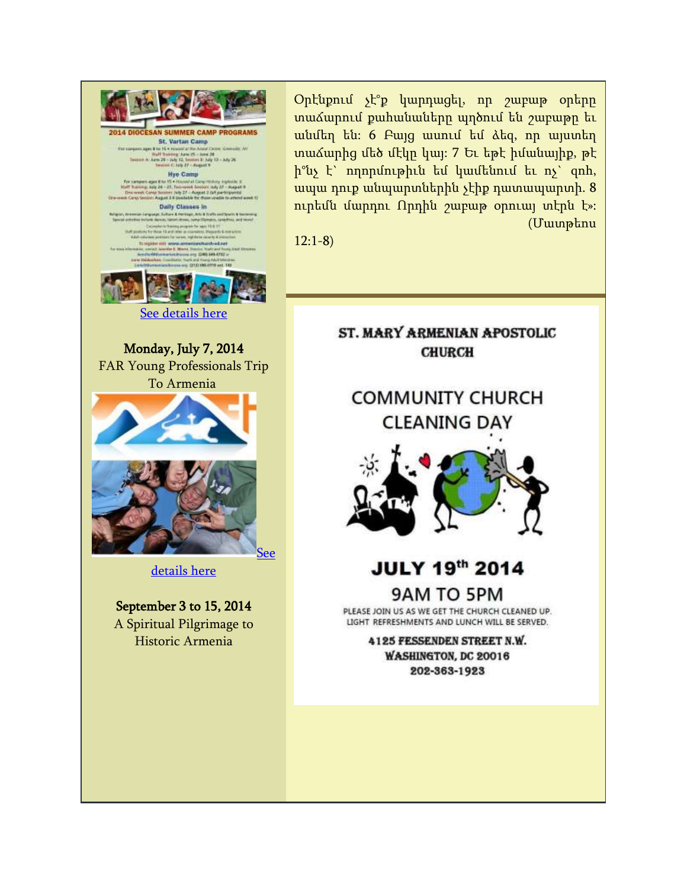2014 DIOCESAN SUMMER CAMP PROGRAMS

St. Vartan Camp

Hye Camp

Daily Classes in

See details here

**Monday, July 7, 2014**
FAR Young Professionals Trip To Armenia

See details here

**September 3 to 15, 2014**
A Spiritual Pilgrimage to Historic Armenia

Օրէնքում չէ՞ք կարդացել, որ շաբաթ օրերը տաճարում քահանաները պղծում են շաբաթը եւ անմեղ են: 6 Բայց ասում եմ ձեզ, որ այստեղ տաճարից մեծ մէկը կայ: 7 Եւ եթէ իմանայիք, թէ ի՞նչ է՝ ողորմութիւն եմ կամենում եւ ոչ՝ զոհ, ապա դուք անպարտներին չէիք դատապարտի. 8 ուրեմն մարդու Որդին շաբաթ օրուայ տէրն է»: (Մատթեոս 12:1-8)

**ST. MARY ARMENIAN APOSTOLIC CHURCH**

**COMMUNITY CHURCH CLEANING DAY**

**JULY 19th 2014**

**9AM TO 5PM**

PLEASE JOIN US AS WE GET THE CHURCH CLEANED UP. LIGHT REFRESHMENTS AND LUNCH WILL BE SERVED.

**4125 FESSENDEN STREET N.W.**
**WASHINGTON, DC 20016**
**202-363-1923**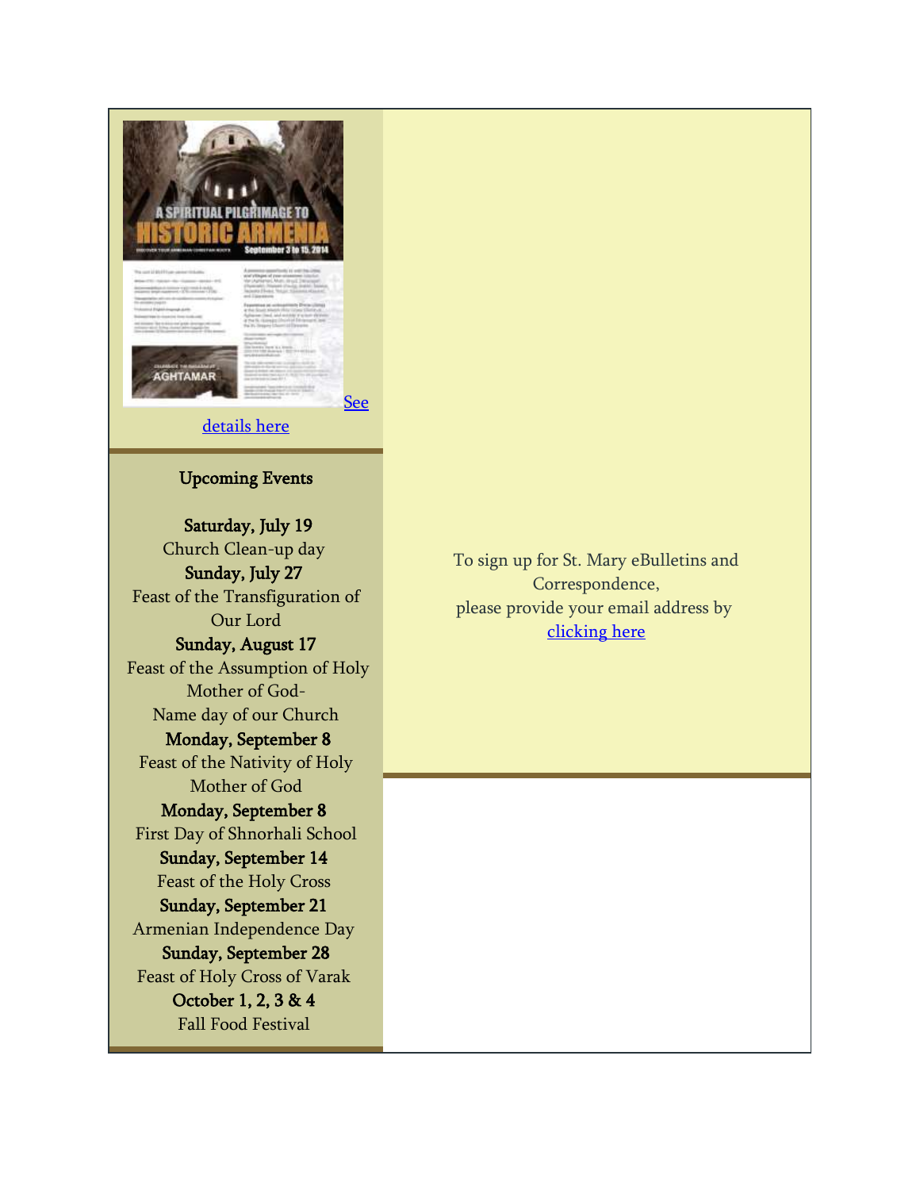See details here

## Upcoming Events

**Saturday, July 19**
Church Clean-up day

**Sunday, July 27**
Feast of the Transfiguration of Our Lord

**Sunday, August 17**
Feast of the Assumption of Holy Mother of God-
Name day of our Church

**Monday, September 8**
Feast of the Nativity of Holy Mother of God

**Monday, September 8**
First Day of Shnorhali School

**Sunday, September 14**
Feast of the Holy Cross

**Sunday, September 21**
Armenian Independence Day

**Sunday, September 28**
Feast of Holy Cross of Varak

**October 1, 2, 3 & 4**
Fall Food Festival

To sign up for St. Mary eBulletins and Correspondence,
please provide your email address by clicking here